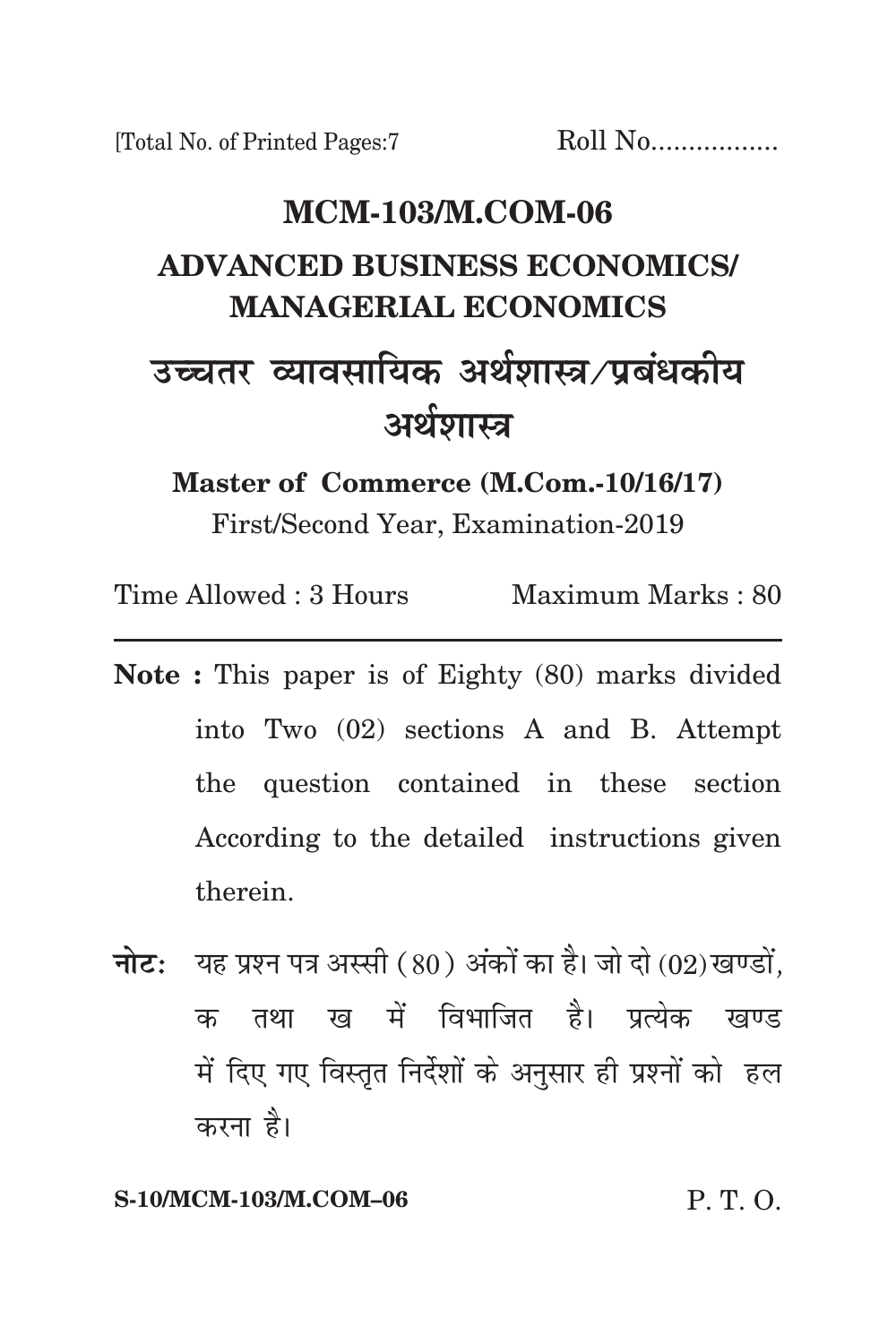[Total No. of Printed Pages:7 Roll No.................

# MCM-103/M.COM-06

## ADVANCED BUSINESS ECONOMICS/ MANAGERIAL ECONOMICS

## उच्चतर व्यावसायिक अर्थशास्त्र/प्रबंधकीय अर्थशास्त्र

**Master of Commerce (M.Com.-10/16/17)**

First/Second Year, Examination-2019

Time Allowed : 3 Hours Maximum Marks : 80

---

**Note :** This paper is of Eighty (80) marks divided into Two (02) sections A and B. Attempt the question contained in these section According to the detailed instructions given therein.

**नोटः** यह प्रश्न पत्र अस्सी (80) अंकों का है। जो दो (02) खण्डों, क तथा ख में विभाजित है। प्रत्येक खण्ड में दिए गए विस्तृत निर्देशों के अनुसार ही प्रश्नों को हल करना है।

S-10/MCM-103/M.COM–06 P. T. O.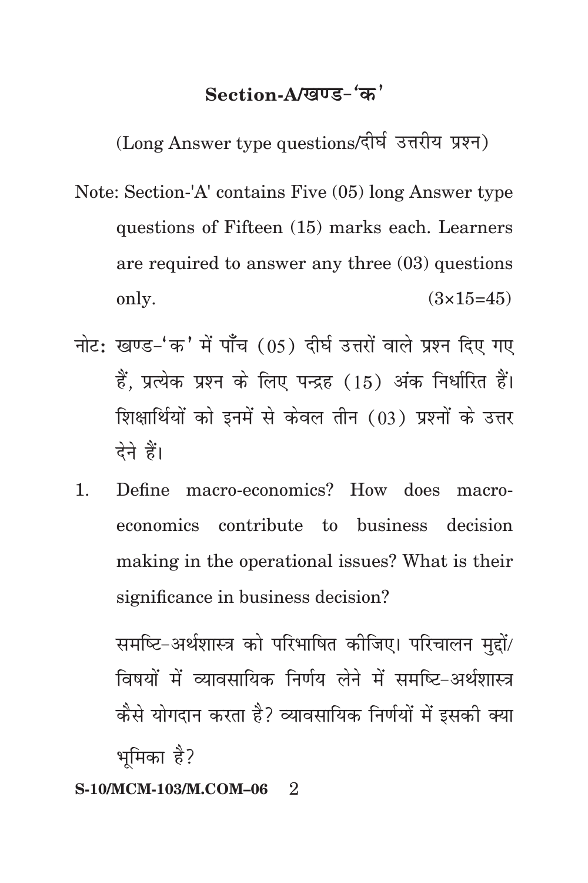## Section-A/खण्ड-'क'

(Long Answer type questions/दीर्घ उत्तरीय प्रश्न)

Note: Section-'A' contains Five (05) long Answer type questions of Fifteen (15) marks each. Learners are required to answer any three (03) questions only. (3×15=45)

नोट: खण्ड-'क' में पाँच (05) दीर्घ उत्तरों वाले प्रश्न दिए गए हैं, प्रत्येक प्रश्न के लिए पन्द्रह (15) अंक निर्धारित हैं। शिक्षार्थियों को इनमें से केवल तीन (03) प्रश्नों के उत्तर देने हैं।

1. Define macro-economics? How does macro-economics contribute to business decision making in the operational issues? What is their significance in business decision?

   समष्टि-अर्थशास्त्र को परिभाषित कीजिए। परिचालन मुद्दों/विषयों में व्यावसायिक निर्णय लेने में समष्टि-अर्थशास्त्र कैसे योगदान करता है? व्यावसायिक निर्णयों में इसकी क्या भूमिका है?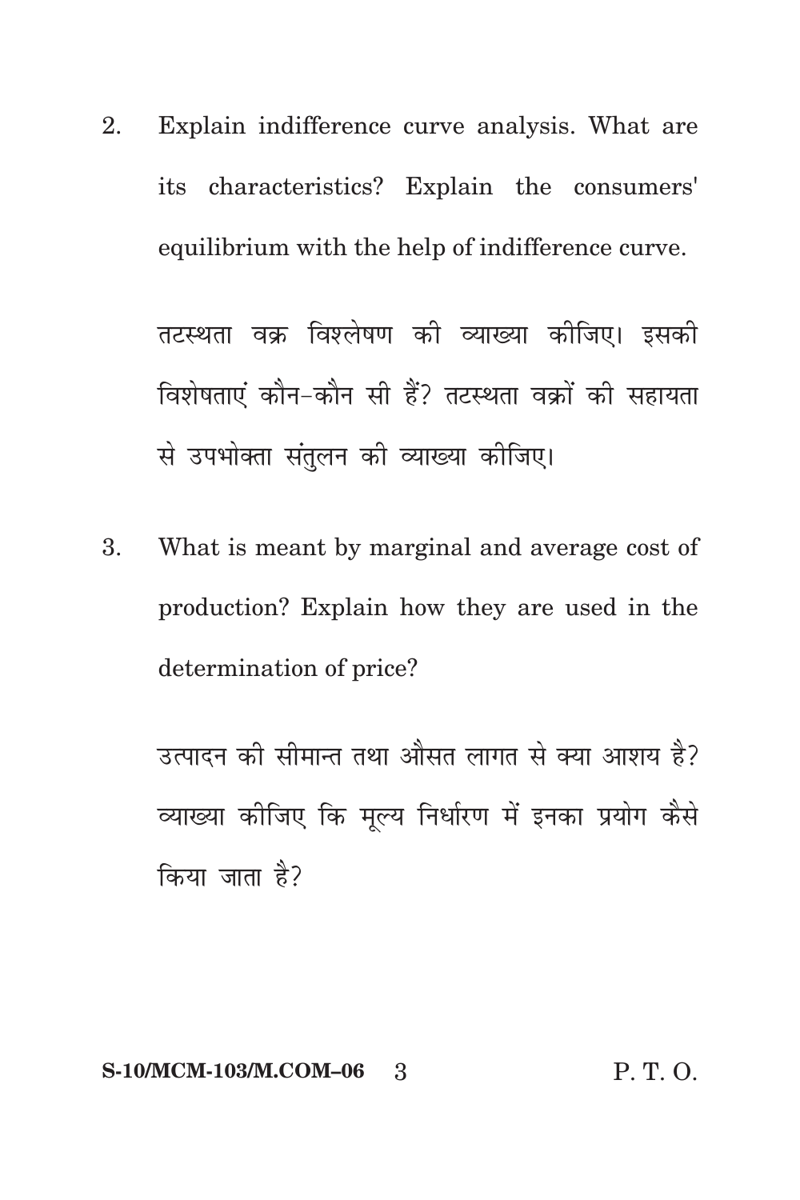2. Explain indifference curve analysis. What are its characteristics? Explain the consumers' equilibrium with the help of indifference curve.

   तटस्थता वक्र विश्लेषण की व्याख्या कीजिए। इसकी विशेषताएं कौन-कौन सी हैं? तटस्थता वक्रों की सहायता से उपभोक्ता संतुलन की व्याख्या कीजिए।

3. What is meant by marginal and average cost of production? Explain how they are used in the determination of price?

   उत्पादन की सीमान्त तथा औसत लागत से क्या आशय है? व्याख्या कीजिए कि मूल्य निर्धारण में इनका प्रयोग कैसे किया जाता है?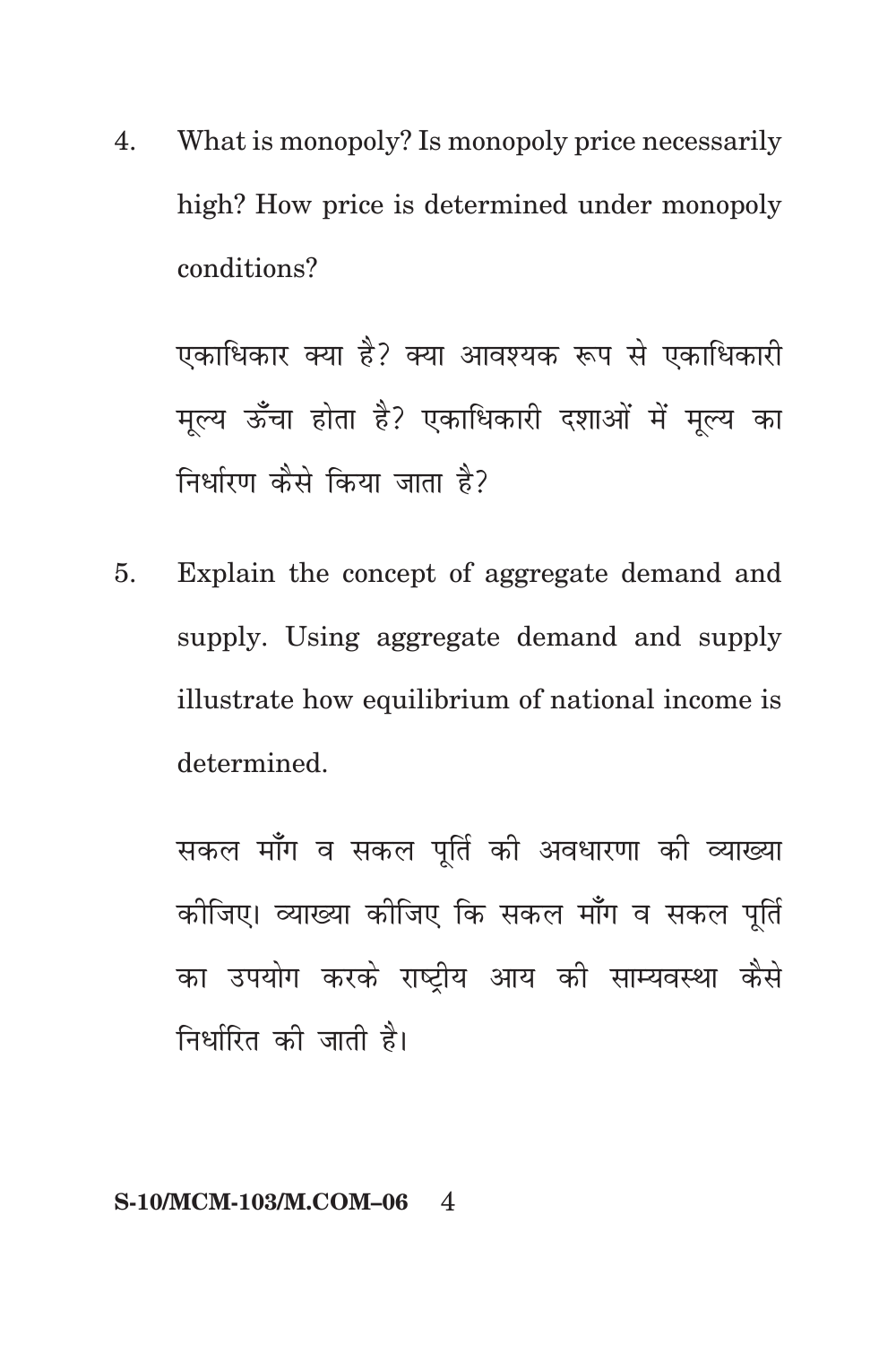4. What is monopoly? Is monopoly price necessarily high? How price is determined under monopoly conditions?

   एकाधिकार क्या है? क्या आवश्यक रूप से एकाधिकारी मूल्य ऊँचा होता है? एकाधिकारी दशाओं में मूल्य का निर्धारण कैसे किया जाता है?

5. Explain the concept of aggregate demand and supply. Using aggregate demand and supply illustrate how equilibrium of national income is determined.

   सकल माँग व सकल पूर्ति की अवधारणा की व्याख्या कीजिए। व्याख्या कीजिए कि सकल माँग व सकल पूर्ति का उपयोग करके राष्ट्रीय आय की साम्यवस्था कैसे निर्धारित की जाती है।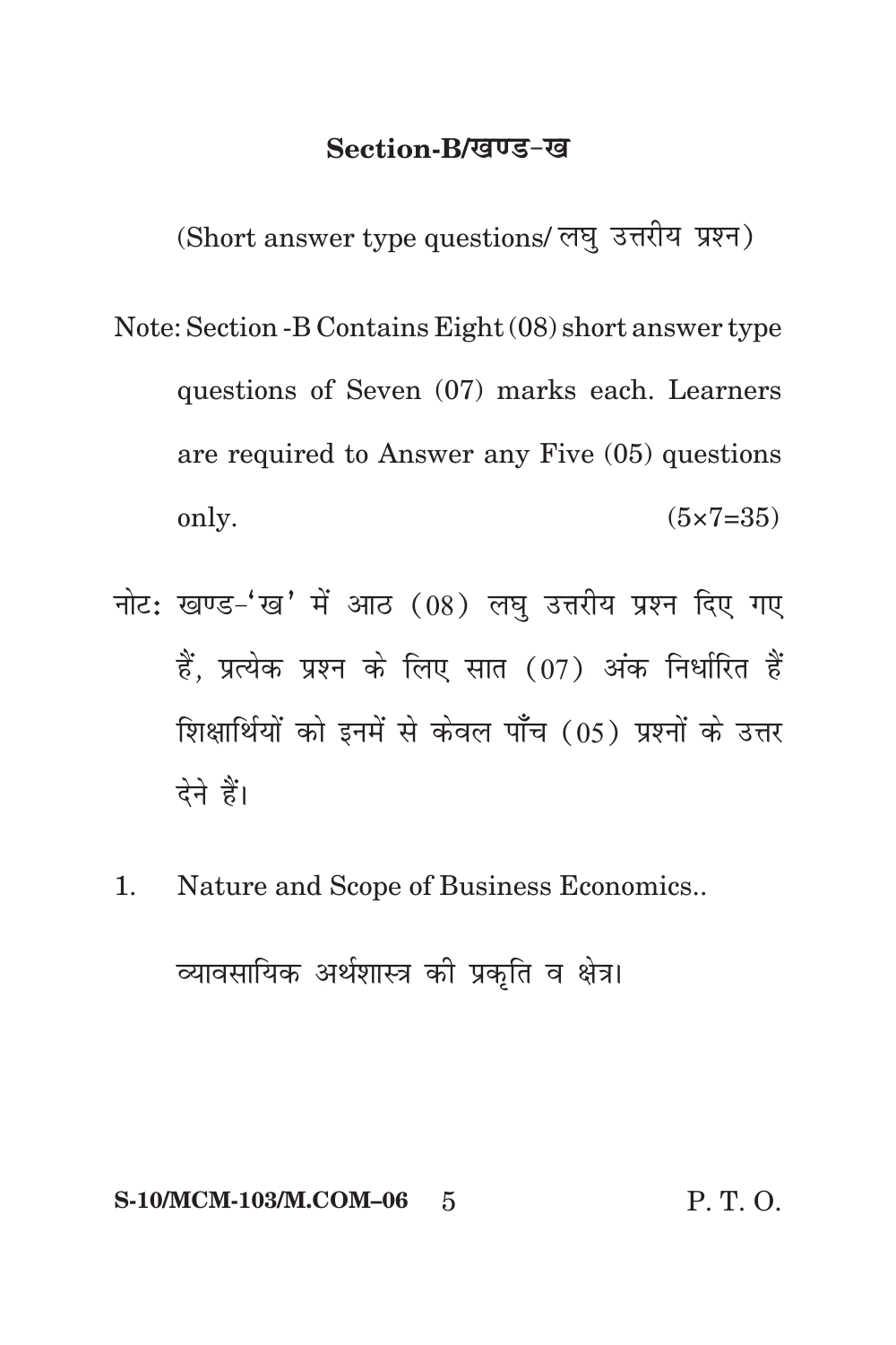## Section-B/खण्ड-ख

(Short answer type questions/ लघु उत्तरीय प्रश्न)

Note: Section -B Contains Eight (08) short answer type questions of Seven (07) marks each. Learners are required to Answer any Five (05) questions only. (5×7=35)

नोट: खण्ड-'ख' में आठ (08) लघु उत्तरीय प्रश्न दिए गए हैं, प्रत्येक प्रश्न के लिए सात (07) अंक निर्धारित हैं शिक्षार्थियों को इनमें से केवल पाँच (05) प्रश्नों के उत्तर देने हैं।

1. Nature and Scope of Business Economics..

   व्यावसायिक अर्थशास्त्र की प्रकृति व क्षेत्र।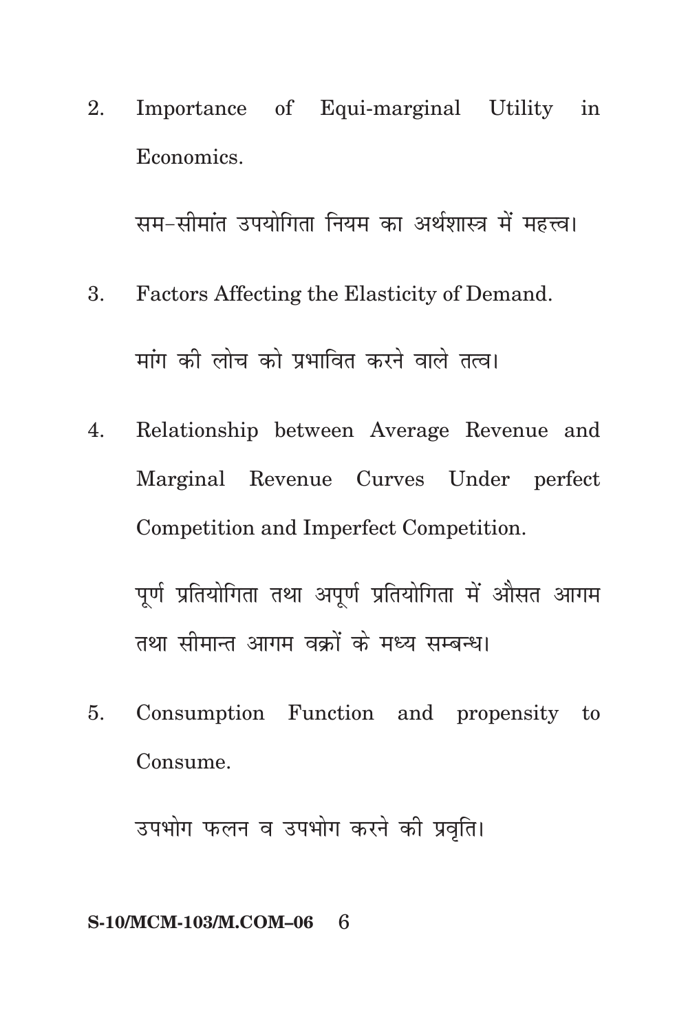2. Importance of Equi-marginal Utility in Economics.

   सम-सीमांत उपयोगिता नियम का अर्थशास्त्र में महत्त्व।

3. Factors Affecting the Elasticity of Demand.

   मांग की लोच को प्रभावित करने वाले तत्व।

4. Relationship between Average Revenue and Marginal Revenue Curves Under perfect Competition and Imperfect Competition.

   पूर्ण प्रतियोगिता तथा अपूर्ण प्रतियोगिता में औसत आगम तथा सीमान्त आगम वक्रों के मध्य सम्बन्ध।

5. Consumption Function and propensity to Consume.

   उपभोग फलन व उपभोग करने की प्रवृति।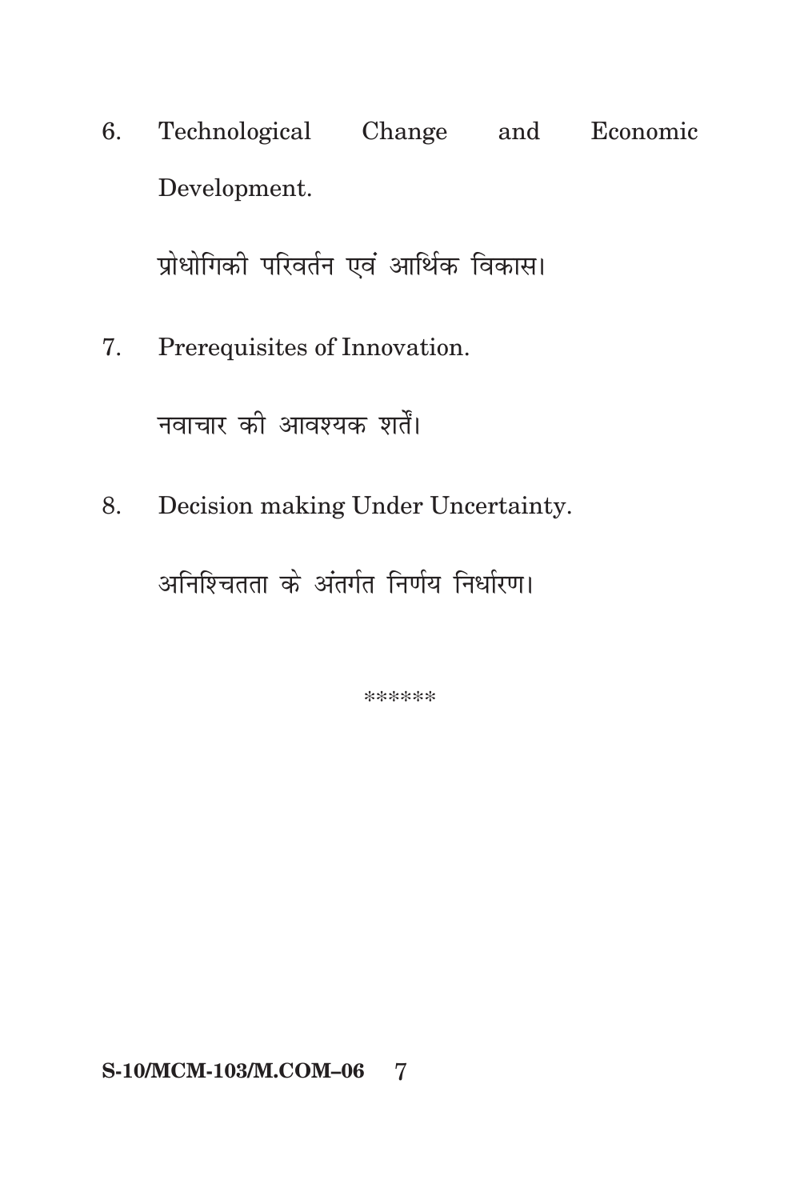6. Technological Change and Economic Development.

   प्रोधोगिकी परिवर्तन एवं आर्थिक विकास।

7. Prerequisites of Innovation.

   नवाचार की आवश्यक शर्तें।

8. Decision making Under Uncertainty.

   अनिश्चितता के अंतर्गत निर्णय निर्धारण।

******